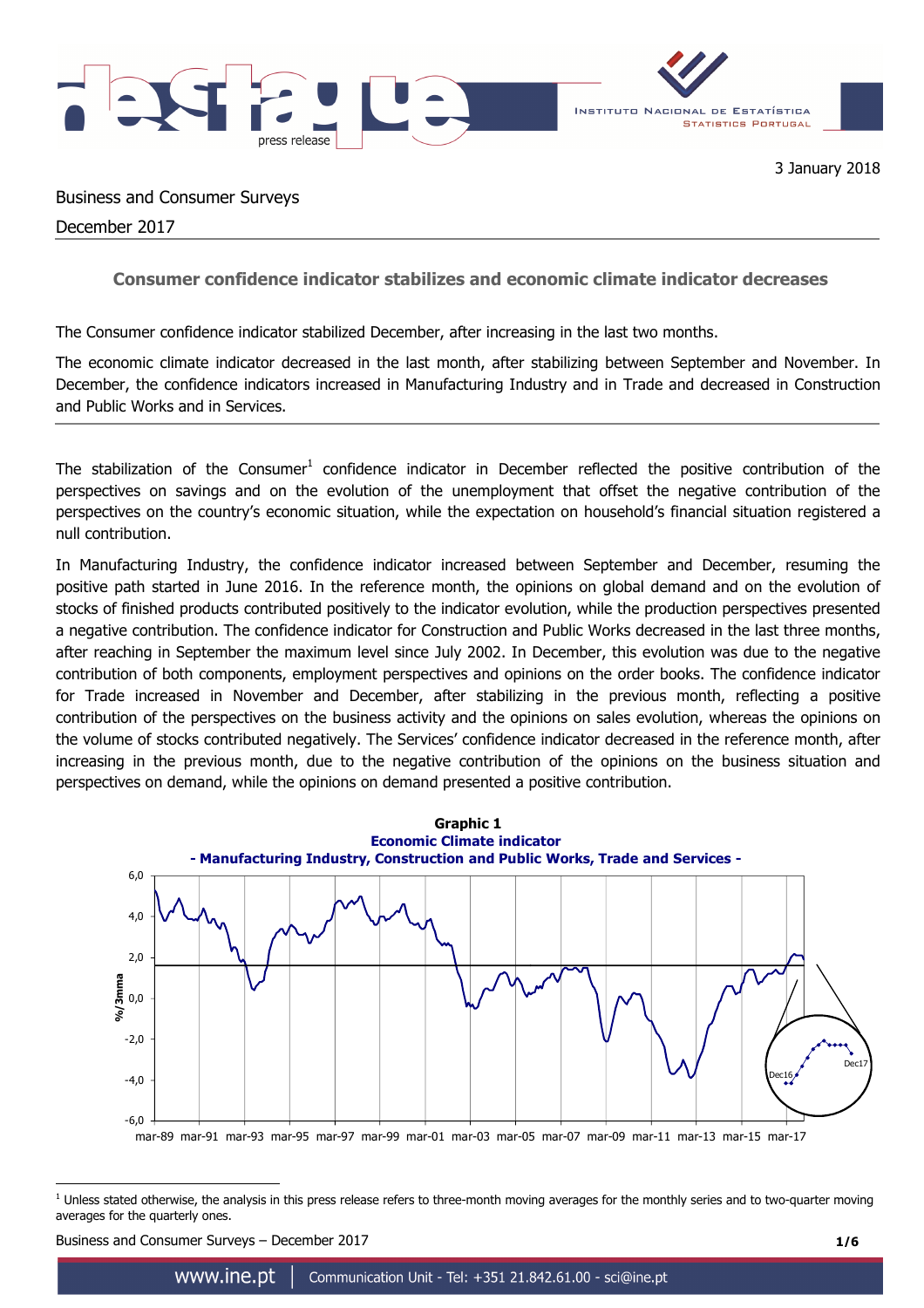3 January 2018

Business and Consumer Surveys

December 2017

## Consumer confidence indicator stabilizes and economic climate indicator decreases

The Consumer confidence indicator stabilized December, after increasing in the last two months.

The economic climate indicator decreased in the last month, after stabilizing between September and November. In December, the confidence indicators increased in Manufacturing Industry and in Trade and decreased in Construction and Public Works and in Services.

---

The stabilization of the Consumer[1] confidence indicator in December reflected the positive contribution of the perspectives on savings and on the evolution of the unemployment that offset the negative contribution of the perspectives on the country's economic situation, while the expectation on household's financial situation registered a null contribution.

In Manufacturing Industry, the confidence indicator increased between September and December, resuming the positive path started in June 2016. In the reference month, the opinions on global demand and on the evolution of stocks of finished products contributed positively to the indicator evolution, while the production perspectives presented a negative contribution. The confidence indicator for Construction and Public Works decreased in the last three months, after reaching in September the maximum level since July 2002. In December, this evolution was due to the negative contribution of both components, employment perspectives and opinions on the order books. The confidence indicator for Trade increased in November and December, after stabilizing in the previous month, reflecting a positive contribution of the perspectives on the business activity and the opinions on sales evolution, whereas the opinions on the volume of stocks contributed negatively. The Services' confidence indicator decreased in the reference month, after increasing in the previous month, due to the negative contribution of the opinions on the business situation and perspectives on demand, while the opinions on demand presented a positive contribution.

**Graphic 1**
**Economic Climate indicator**
**- Manufacturing Industry, Construction and Public Works, Trade and Services -**

[1] Unless stated otherwise, the analysis in this press release refers to three-month moving averages for the monthly series and to two-quarter moving averages for the quarterly ones.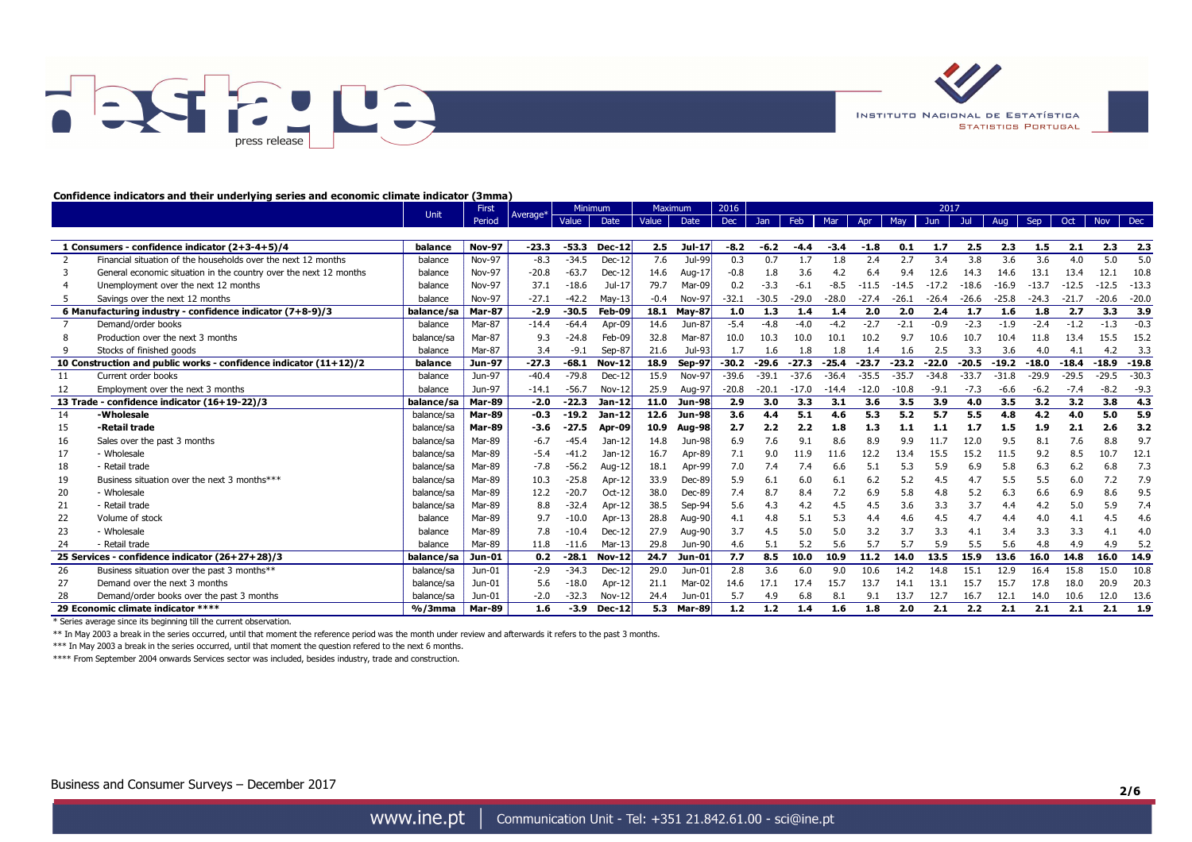**Confidence indicators and their underlying series and economic climate indicator (3mma)**

| | Unit | First Period | Average* | Minimum | | Maximum | | 2016 | 2017 | | | | | | | | | | | |
|---|---|---|---|---|---|---|---|---|---|---|---|---|---|---|---|---|---|---|---|---|
| | | | | Value | Date | Value | Date | Dec | Jan | Feb | Mar | Apr | May | Jun | Jul | Aug | Sep | Oct | Nov | Dec |
| **1 Consumers - confidence indicator (2+3-4+5)/4** | **balance** | **Nov-97** | **-23.3** | **-53.3** | **Dec-12** | **2.5** | **Jul-17** | **-8.2** | **-6.2** | **-4.4** | **-3.4** | **-1.8** | **0.1** | **1.7** | **2.5** | **2.3** | **1.5** | **2.1** | **2.3** | **2.3** |
| 2 Financial situation of the households over the next 12 months | balance | Nov-97 | -8.3 | -34.5 | Dec-12 | 7.6 | Jul-99 | 0.3 | 0.7 | 1.7 | 1.8 | 2.4 | 2.7 | 3.4 | 3.8 | 3.6 | 3.6 | 4.0 | 5.0 | 5.0 |
| 3 General economic situation in the country over the next 12 months | balance | Nov-97 | -20.8 | -63.7 | Dec-12 | 14.6 | Aug-17 | -0.8 | 1.8 | 3.6 | 4.2 | 6.4 | 9.4 | 12.6 | 14.3 | 14.6 | 13.1 | 13.4 | 12.1 | 10.8 |
| 4 Unemployment over the next 12 months | balance | Nov-97 | 37.1 | -18.6 | Jul-17 | 79.7 | Mar-09 | 0.2 | -3.3 | -6.1 | -8.5 | -11.5 | -14.5 | -17.2 | -18.6 | -16.9 | -13.7 | -12.5 | -12.5 | -13.3 |
| 5 Savings over the next 12 months | balance | Nov-97 | -27.1 | -42.2 | May-13 | -0.4 | Nov-97 | -32.1 | -30.5 | -29.0 | -28.0 | -27.4 | -26.1 | -26.4 | -26.6 | -25.8 | -24.3 | -21.7 | -20.6 | -20.0 |
| **6 Manufacturing industry - confidence indicator (7+8-9)/3** | **balance/sa** | **Mar-87** | **-2.9** | **-30.5** | **Feb-09** | **18.1** | **May-87** | **1.0** | **1.3** | **1.4** | **1.4** | **2.0** | **2.0** | **2.4** | **1.7** | **1.6** | **1.8** | **2.7** | **3.3** | **3.9** |
| 7 Demand/order books | balance | Mar-87 | -14.4 | -64.4 | Apr-09 | 14.6 | Jun-87 | -5.4 | -4.8 | -4.0 | -4.2 | -2.7 | -2.1 | -0.9 | -2.3 | -1.9 | -2.4 | -1.2 | -1.3 | -0.3 |
| 8 Production over the next 3 months | balance/sa | Mar-87 | 9.3 | -24.8 | Feb-09 | 32.8 | Mar-87 | 10.0 | 10.3 | 10.0 | 10.1 | 10.2 | 9.7 | 10.6 | 10.7 | 10.4 | 11.8 | 13.4 | 15.5 | 15.2 |
| 9 Stocks of finished goods | balance | Mar-87 | 3.4 | -9.1 | Sep-87 | 21.6 | Jul-93 | 1.7 | 1.6 | 1.8 | 1.8 | 1.4 | 1.6 | 2.5 | 3.3 | 3.6 | 4.0 | 4.1 | 4.2 | 3.3 |
| **10 Construction and public works - confidence indicator (11+12)/2** | **balance** | **Jun-97** | **-27.3** | **-68.1** | **Nov-12** | **18.9** | **Sep-97** | **-30.2** | **-29.6** | **-27.3** | **-25.4** | **-23.7** | **-23.2** | **-22.0** | **-20.5** | **-19.2** | **-18.0** | **-18.4** | **-18.9** | **-19.8** |
| 11 Current order books | balance | Jun-97 | -40.4 | -79.8 | Dec-12 | 15.9 | Nov-97 | -39.6 | -39.1 | -37.6 | -36.4 | -35.5 | -35.7 | -34.8 | -33.7 | -31.8 | -29.9 | -29.5 | -29.5 | -30.3 |
| 12 Employment over the next 3 months | balance | Jun-97 | -14.1 | -56.7 | Nov-12 | 25.9 | Aug-97 | -20.8 | -20.1 | -17.0 | -14.4 | -12.0 | -10.8 | -9.1 | -7.3 | -6.6 | -6.2 | -7.4 | -8.2 | -9.3 |
| **13 Trade - confidence indicator (16+19-22)/3** | **balance/sa** | **Mar-89** | **-2.0** | **-22.3** | **Jan-12** | **11.0** | **Jun-98** | **2.9** | **3.0** | **3.3** | **3.1** | **3.6** | **3.5** | **3.9** | **4.0** | **3.5** | **3.2** | **3.2** | **3.8** | **4.3** |
| 14 **-Wholesale** | balance/sa | **Mar-89** | **-0.3** | **-19.2** | **Jan-12** | **12.6** | **Jun-98** | **3.6** | **4.4** | **5.1** | **4.6** | **5.3** | **5.2** | **5.7** | **5.5** | **4.8** | **4.2** | **4.0** | **5.0** | **5.9** |
| 15 **-Retail trade** | balance/sa | **Mar-89** | **-3.6** | **-27.5** | **Apr-09** | **10.9** | **Aug-98** | **2.7** | **2.2** | **2.2** | **1.8** | **1.3** | **1.1** | **1.1** | **1.7** | **1.5** | **1.9** | **2.1** | **2.6** | **3.2** |
| 16 Sales over the past 3 months | balance/sa | Mar-89 | -6.7 | -45.4 | Jan-12 | 14.8 | Jun-98 | 6.9 | 7.6 | 9.1 | 8.6 | 8.9 | 9.9 | 11.7 | 12.0 | 9.5 | 8.1 | 7.6 | 8.8 | 9.7 |
| 17 - Wholesale | balance/sa | Mar-89 | -5.4 | -41.2 | Jan-12 | 16.7 | Apr-89 | 7.1 | 9.0 | 11.9 | 11.6 | 12.2 | 13.4 | 15.5 | 15.2 | 11.5 | 9.2 | 8.5 | 10.7 | 12.1 |
| 18 - Retail trade | balance/sa | Mar-89 | -7.8 | -56.2 | Aug-12 | 18.1 | Apr-99 | 7.0 | 7.4 | 7.4 | 6.6 | 5.1 | 5.3 | 5.9 | 6.9 | 5.8 | 6.3 | 6.2 | 6.8 | 7.3 |
| 19 Business situation over the next 3 months*** | balance/sa | Mar-89 | 10.3 | -25.8 | Apr-12 | 33.9 | Dec-89 | 5.9 | 6.1 | 6.0 | 6.1 | 6.2 | 5.2 | 4.5 | 4.7 | 5.5 | 5.5 | 6.0 | 7.2 | 7.9 |
| 20 - Wholesale | balance/sa | Mar-89 | 12.2 | -20.7 | Oct-12 | 38.0 | Dec-89 | 7.4 | 8.7 | 8.4 | 7.2 | 6.9 | 5.8 | 4.8 | 5.2 | 6.3 | 6.6 | 6.9 | 8.6 | 9.5 |
| 21 - Retail trade | balance/sa | Mar-89 | 8.8 | -32.4 | Apr-12 | 38.5 | Sep-94 | 5.6 | 4.3 | 4.2 | 4.5 | 4.5 | 3.6 | 3.3 | 3.7 | 4.4 | 4.2 | 5.0 | 5.9 | 7.4 |
| 22 Volume of stock | balance | Mar-89 | 9.7 | -10.0 | Apr-13 | 28.8 | Aug-90 | 4.1 | 4.8 | 5.1 | 5.3 | 4.4 | 4.6 | 4.5 | 4.7 | 4.4 | 4.0 | 4.1 | 4.5 | 4.6 |
| 23 - Wholesale | balance | Mar-89 | 7.8 | -10.4 | Dec-12 | 27.9 | Aug-90 | 3.7 | 4.5 | 5.0 | 5.0 | 3.2 | 3.7 | 3.3 | 4.1 | 3.4 | 3.3 | 3.3 | 4.1 | 4.0 |
| 24 - Retail trade | balance | Mar-89 | 11.8 | -11.6 | Mar-13 | 29.8 | Jun-90 | 4.6 | 5.1 | 5.2 | 5.6 | 5.7 | 5.7 | 5.9 | 5.5 | 5.6 | 4.8 | 4.9 | 4.9 | 5.2 |
| **25 Services - confidence indicator (26+27+28)/3** | **balance/sa** | **Jun-01** | **0.2** | **-28.1** | **Nov-12** | **24.7** | **Jun-01** | **7.7** | **8.5** | **10.0** | **10.9** | **11.2** | **14.0** | **13.5** | **15.9** | **13.6** | **16.0** | **14.8** | **16.0** | **14.9** |
| 26 Business situation over the past 3 months** | balance/sa | Jun-01 | -2.9 | -34.3 | Dec-12 | 29.0 | Jun-01 | 2.8 | 3.6 | 6.0 | 9.0 | 10.6 | 14.2 | 14.8 | 15.1 | 12.9 | 16.4 | 15.8 | 15.0 | 10.8 |
| 27 Demand over the next 3 months | balance/sa | Jun-01 | 5.6 | -18.0 | Apr-12 | 21.1 | Mar-02 | 14.6 | 17.1 | 17.4 | 15.7 | 13.7 | 14.1 | 13.1 | 15.7 | 15.7 | 17.8 | 18.0 | 20.9 | 20.3 |
| 28 Demand/order books over the past 3 months | balance/sa | Jun-01 | -2.0 | -32.3 | Nov-12 | 24.4 | Jun-01 | 5.7 | 4.9 | 6.8 | 8.1 | 9.1 | 13.7 | 12.7 | 16.7 | 12.1 | 14.0 | 10.6 | 12.0 | 13.6 |
| **29 Economic climate indicator ****** | **%/3mma** | **Mar-89** | **1.6** | **-3.9** | **Dec-12** | **5.3** | **Mar-89** | **1.2** | **1.2** | **1.4** | **1.6** | **1.8** | **2.0** | **2.1** | **2.2** | **2.1** | **2.1** | **2.1** | **2.1** | **1.9** |

\* Series average since its beginning till the current observation.

** In May 2003 a break in the series occurred, until that moment the reference period was the month under review and afterwards it refers to the past 3 months.

*** In May 2003 a break in the series occurred, until that moment the question refered to the next 6 months.

**** From September 2004 onwards Services sector was included, besides industry, trade and construction.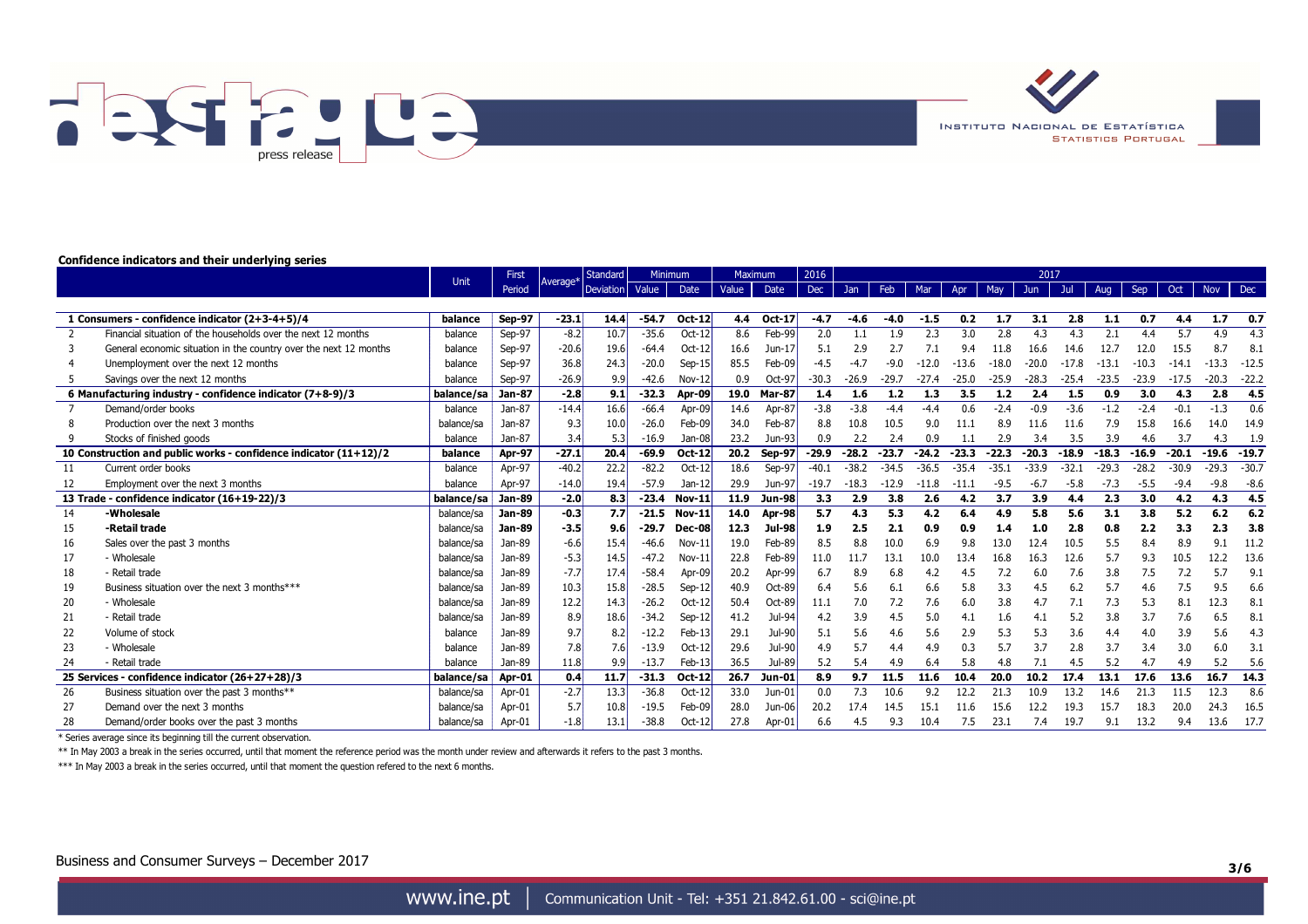**Confidence indicators and their underlying series**

| | | Unit | First Period | Average* | Standard Deviation | Minimum | | Maximum | | 2016 | 2017 | | | | | | | | | | | |
|---|---|---|---|---|---|---|---|---|---|---|---|---|---|---|---|---|---|---|---|---|---|---|
| | | | | | | Value | Date | Value | Date | Dec | Jan | Feb | Mar | Apr | May | Jun | Jul | Aug | Sep | Oct | Nov | Dec |
| **1** | **Consumers - confidence indicator (2+3-4+5)/4** | **balance** | **Sep-97** | **-23.1** | **14.4** | **-54.7** | **Oct-12** | **4.4** | **Oct-17** | **-4.7** | **-4.6** | **-4.0** | **-1.5** | **0.2** | **1.7** | **3.1** | **2.8** | **1.1** | **0.7** | **4.4** | **1.7** | **0.7** |
| 2 | Financial situation of the households over the next 12 months | balance | Sep-97 | -8.2 | 10.7 | -35.6 | Oct-12 | 8.6 | Feb-99 | 2.0 | 1.1 | 1.9 | 2.3 | 3.0 | 2.8 | 4.3 | 4.3 | 2.1 | 4.4 | 5.7 | 4.9 | 4.3 |
| 3 | General economic situation in the country over the next 12 months | balance | Sep-97 | -20.6 | 19.6 | -64.4 | Oct-12 | 16.6 | Jun-17 | 5.1 | 2.9 | 2.7 | 7.1 | 9.4 | 11.8 | 16.6 | 14.6 | 12.7 | 12.0 | 15.5 | 8.7 | 8.1 |
| 4 | Unemployment over the next 12 months | balance | Sep-97 | 36.8 | 24.3 | -20.0 | Sep-15 | 85.5 | Feb-09 | -4.5 | -4.7 | -9.0 | -12.0 | -13.6 | -18.0 | -20.0 | -17.8 | -13.1 | -10.3 | -14.1 | -13.3 | -12.5 |
| 5 | Savings over the next 12 months | balance | Sep-97 | -26.9 | 9.9 | -42.6 | Nov-12 | 0.9 | Oct-97 | -30.3 | -26.9 | -29.7 | -27.4 | -25.0 | -25.9 | -28.3 | -25.4 | -23.5 | -23.9 | -17.5 | -20.3 | -22.2 |
| **6** | **Manufacturing industry - confidence indicator (7+8-9)/3** | **balance/sa** | **Jan-87** | **-2.8** | **9.1** | **-32.3** | **Apr-09** | **19.0** | **Mar-87** | **1.4** | **1.6** | **1.2** | **1.3** | **3.5** | **1.2** | **2.4** | **1.5** | **0.9** | **3.0** | **4.3** | **2.8** | **4.5** |
| 7 | Demand/order books | balance | Jan-87 | -14.4 | 16.6 | -66.4 | Apr-09 | 14.6 | Apr-87 | -3.8 | -3.8 | -4.4 | -4.4 | 0.6 | -2.4 | -0.9 | -3.6 | -1.2 | -2.4 | -0.1 | -1.3 | 0.6 |
| 8 | Production over the next 3 months | balance/sa | Jan-87 | 9.3 | 10.0 | -26.0 | Feb-09 | 34.0 | Feb-87 | 8.8 | 10.8 | 10.5 | 9.0 | 11.1 | 8.9 | 11.6 | 11.6 | 7.9 | 15.8 | 16.6 | 14.0 | 14.9 |
| 9 | Stocks of finished goods | balance | Jan-87 | 3.4 | 5.3 | -16.9 | Jan-08 | 23.2 | Jun-93 | 0.9 | 2.2 | 2.4 | 0.9 | 1.1 | 2.9 | 3.4 | 3.5 | 3.9 | 4.6 | 3.7 | 4.3 | 1.9 |
| **10** | **Construction and public works - confidence indicator (11+12)/2** | **balance** | **Apr-97** | **-27.1** | **20.4** | **-69.9** | **Oct-12** | **20.2** | **Sep-97** | **-29.9** | **-28.2** | **-23.7** | **-24.2** | **-23.3** | **-22.3** | **-20.3** | **-18.9** | **-18.3** | **-16.9** | **-20.1** | **-19.6** | **-19.7** |
| 11 | Current order books | balance | Apr-97 | -40.2 | 22.2 | -82.2 | Oct-12 | 18.6 | Sep-97 | -40.1 | -38.2 | -34.5 | -36.5 | -35.4 | -35.1 | -33.9 | -32.1 | -29.3 | -28.2 | -30.9 | -29.3 | -30.7 |
| 12 | Employment over the next 3 months | balance | Apr-97 | -14.0 | 19.4 | -57.9 | Jan-12 | 29.9 | Jun-97 | -19.7 | -18.3 | -12.9 | -11.8 | -11.1 | -9.5 | -6.7 | -5.8 | -7.3 | -5.5 | -9.4 | -9.8 | -8.6 |
| **13** | **Trade - confidence indicator (16+19-22)/3** | **balance/sa** | **Jan-89** | **-2.0** | **8.3** | **-23.4** | **Nov-11** | **11.9** | **Jun-98** | **3.3** | **2.9** | **3.8** | **2.6** | **4.2** | **3.7** | **3.9** | **4.4** | **2.3** | **3.0** | **4.2** | **4.3** | **4.5** |
| 14 | **-Wholesale** | balance/sa | **Jan-89** | **-0.3** | **7.7** | **-21.5** | **Nov-11** | **14.0** | **Apr-98** | **5.7** | **4.3** | **5.3** | **4.2** | **6.4** | **4.9** | **5.8** | **5.6** | **3.1** | **3.8** | **5.2** | **6.2** | **6.2** |
| 15 | **-Retail trade** | balance/sa | **Jan-89** | **-3.5** | **9.6** | **-29.7** | **Dec-08** | **12.3** | **Jul-98** | **1.9** | **2.5** | **2.1** | **0.9** | **0.9** | **1.4** | **1.0** | **2.8** | **0.8** | **2.2** | **3.3** | **2.3** | **3.8** |
| 16 | Sales over the past 3 months | balance/sa | Jan-89 | -6.6 | 15.4 | -46.6 | Nov-11 | 19.0 | Feb-89 | 8.5 | 8.8 | 10.0 | 6.9 | 9.8 | 13.0 | 12.4 | 10.5 | 5.5 | 8.4 | 8.9 | 9.1 | 11.2 |
| 17 | - Wholesale | balance/sa | Jan-89 | -5.3 | 14.5 | -47.2 | Nov-11 | 22.8 | Feb-89 | 11.0 | 11.7 | 13.1 | 10.0 | 13.4 | 16.8 | 16.3 | 12.6 | 5.7 | 9.3 | 10.5 | 12.2 | 13.6 |
| 18 | - Retail trade | balance/sa | Jan-89 | -7.7 | 17.4 | -58.4 | Apr-09 | 20.2 | Apr-99 | 6.7 | 8.9 | 6.8 | 4.2 | 4.5 | 7.2 | 6.0 | 7.6 | 3.8 | 7.5 | 7.2 | 5.7 | 9.1 |
| 19 | Business situation over the next 3 months*** | balance/sa | Jan-89 | 10.3 | 15.8 | -28.5 | Sep-12 | 40.9 | Oct-89 | 6.4 | 5.6 | 6.1 | 6.6 | 5.8 | 3.3 | 4.5 | 6.2 | 5.7 | 4.6 | 7.5 | 9.5 | 6.6 |
| 20 | - Wholesale | balance/sa | Jan-89 | 12.2 | 14.3 | -26.2 | Oct-12 | 50.4 | Oct-89 | 11.1 | 7.0 | 7.2 | 7.6 | 6.0 | 3.8 | 4.7 | 7.1 | 7.3 | 5.3 | 8.1 | 12.3 | 8.1 |
| 21 | - Retail trade | balance/sa | Jan-89 | 8.9 | 18.6 | -34.2 | Sep-12 | 41.2 | Jul-94 | 4.2 | 3.9 | 4.5 | 5.0 | 4.1 | 1.6 | 4.1 | 5.2 | 3.8 | 3.7 | 7.6 | 6.5 | 8.1 |
| 22 | Volume of stock | balance | Jan-89 | 9.7 | 8.2 | -12.2 | Feb-13 | 29.1 | Jul-90 | 5.1 | 5.6 | 4.6 | 5.6 | 2.9 | 5.3 | 5.3 | 3.6 | 4.4 | 4.0 | 3.9 | 5.6 | 4.3 |
| 23 | - Wholesale | balance | Jan-89 | 7.8 | 7.6 | -13.9 | Oct-12 | 29.6 | Jul-90 | 4.9 | 5.7 | 4.4 | 4.9 | 0.3 | 5.7 | 3.7 | 2.8 | 3.7 | 3.4 | 3.0 | 6.0 | 3.1 |
| 24 | - Retail trade | balance | Jan-89 | 11.8 | 9.9 | -13.7 | Feb-13 | 36.5 | Jul-89 | 5.2 | 5.4 | 4.9 | 6.4 | 5.8 | 4.8 | 7.1 | 4.5 | 5.2 | 4.7 | 4.9 | 5.2 | 5.6 |
| **25** | **Services - confidence indicator (26+27+28)/3** | **balance/sa** | **Apr-01** | **0.4** | **11.7** | **-31.3** | **Oct-12** | **26.7** | **Jun-01** | **8.9** | **9.7** | **11.5** | **11.6** | **10.4** | **20.0** | **10.2** | **17.4** | **13.1** | **17.6** | **13.6** | **16.7** | **14.3** |
| 26 | Business situation over the past 3 months** | balance/sa | Apr-01 | -2.7 | 13.3 | -36.8 | Oct-12 | 33.0 | Jun-01 | 0.0 | 7.3 | 10.6 | 9.2 | 12.2 | 21.3 | 10.9 | 13.2 | 14.6 | 21.3 | 11.5 | 12.3 | 8.6 |
| 27 | Demand over the next 3 months | balance/sa | Apr-01 | 5.7 | 10.8 | -19.5 | Feb-09 | 28.0 | Jun-06 | 20.2 | 17.4 | 14.5 | 15.1 | 11.6 | 15.6 | 12.2 | 19.3 | 15.7 | 18.3 | 20.0 | 24.3 | 16.5 |
| 28 | Demand/order books over the past 3 months | balance/sa | Apr-01 | -1.8 | 13.1 | -38.8 | Oct-12 | 27.8 | Apr-01 | 6.6 | 4.5 | 9.3 | 10.4 | 7.5 | 23.1 | 7.4 | 19.7 | 9.1 | 13.2 | 9.4 | 13.6 | 17.7 |

\* Series average since its beginning till the current observation.

** In May 2003 a break in the series occurred, until that moment the reference period was the month under review and afterwards it refers to the past 3 months.

*** In May 2003 a break in the series occurred, until that moment the question refered to the next 6 months.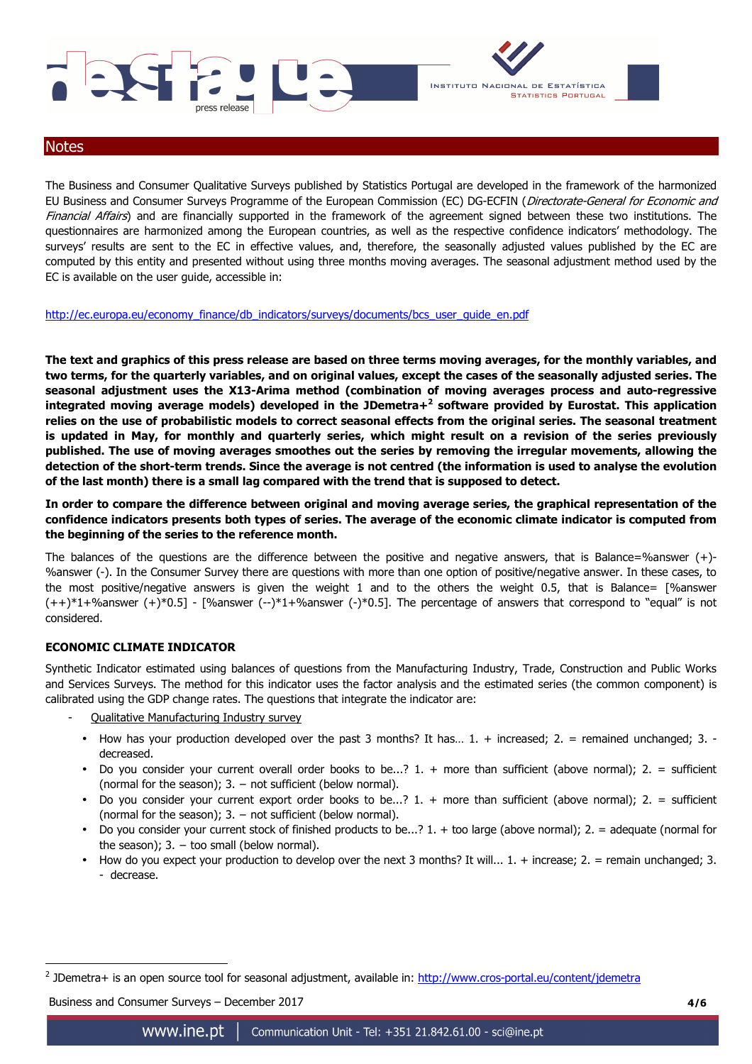## Notes

The Business and Consumer Qualitative Surveys published by Statistics Portugal are developed in the framework of the harmonized EU Business and Consumer Surveys Programme of the European Commission (EC) DG-ECFIN (*Directorate-General for Economic and Financial Affairs*) and are financially supported in the framework of the agreement signed between these two institutions. The questionnaires are harmonized among the European countries, as well as the respective confidence indicators' methodology. The surveys' results are sent to the EC in effective values, and, therefore, the seasonally adjusted values published by the EC are computed by this entity and presented without using three months moving averages. The seasonal adjustment method used by the EC is available on the user guide, accessible in:

http://ec.europa.eu/economy_finance/db_indicators/surveys/documents/bcs_user_guide_en.pdf

**The text and graphics of this press release are based on three terms moving averages, for the monthly variables, and two terms, for the quarterly variables, and on original values, except the cases of the seasonally adjusted series. The seasonal adjustment uses the X13-Arima method (combination of moving averages process and auto-regressive integrated moving average models) developed in the JDemetra+[2] software provided by Eurostat. This application relies on the use of probabilistic models to correct seasonal effects from the original series. The seasonal treatment is updated in May, for monthly and quarterly series, which might result on a revision of the series previously published. The use of moving averages smoothes out the series by removing the irregular movements, allowing the detection of the short-term trends. Since the average is not centred (the information is used to analyse the evolution of the last month) there is a small lag compared with the trend that is supposed to detect.**

**In order to compare the difference between original and moving average series, the graphical representation of the confidence indicators presents both types of series. The average of the economic climate indicator is computed from the beginning of the series to the reference month.**

The balances of the questions are the difference between the positive and negative answers, that is Balance=%answer (+)-%answer (-). In the Consumer Survey there are questions with more than one option of positive/negative answer. In these cases, to the most positive/negative answers is given the weight 1 and to the others the weight 0.5, that is Balance= [%answer (++)*1+%answer (+)*0.5] - [%answer (--)*1+%answer (-)*0.5]. The percentage of answers that correspond to "equal" is not considered.

#### ECONOMIC CLIMATE INDICATOR

Synthetic Indicator estimated using balances of questions from the Manufacturing Industry, Trade, Construction and Public Works and Services Surveys. The method for this indicator uses the factor analysis and the estimated series (the common component) is calibrated using the GDP change rates. The questions that integrate the indicator are:

- Qualitative Manufacturing Industry survey
  - How has your production developed over the past 3 months? It has… 1. + increased; 2. = remained unchanged; 3. - decreased.
  - Do you consider your current overall order books to be...? 1. + more than sufficient (above normal); 2. = sufficient (normal for the season); 3. – not sufficient (below normal).
  - Do you consider your current export order books to be...? 1. + more than sufficient (above normal); 2. = sufficient (normal for the season); 3. – not sufficient (below normal).
  - Do you consider your current stock of finished products to be...? 1. + too large (above normal); 2. = adequate (normal for the season); 3. – too small (below normal).
  - How do you expect your production to develop over the next 3 months? It will... 1. + increase; 2. = remain unchanged; 3. - decrease.

[2] JDemetra+ is an open source tool for seasonal adjustment, available in: http://www.cros-portal.eu/content/jdemetra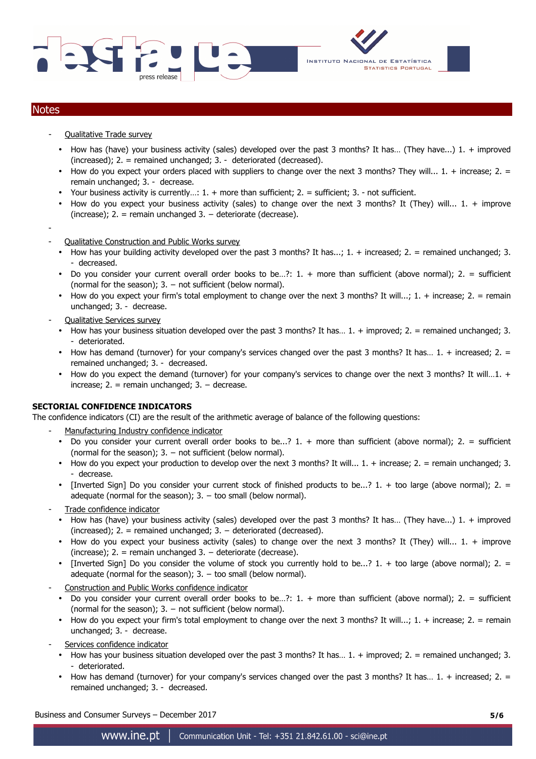## Notes

- Qualitative Trade survey
  - How has (have) your business activity (sales) developed over the past 3 months? It has… (They have...) 1. + improved (increased); 2. = remained unchanged; 3. - deteriorated (decreased).
  - How do you expect your orders placed with suppliers to change over the next 3 months? They will... 1. + increase; 2. = remain unchanged; 3. - decrease.
  - Your business activity is currently…: 1. + more than sufficient; 2. = sufficient; 3. - not sufficient.
  - How do you expect your business activity (sales) to change over the next 3 months? It (They) will... 1. + improve (increase); 2. = remain unchanged 3. – deteriorate (decrease).
-
- Qualitative Construction and Public Works survey
  - How has your building activity developed over the past 3 months? It has...; 1. + increased; 2. = remained unchanged; 3. - decreased.
  - Do you consider your current overall order books to be…?: 1. + more than sufficient (above normal); 2. = sufficient (normal for the season); 3. – not sufficient (below normal).
  - How do you expect your firm's total employment to change over the next 3 months? It will...; 1. + increase; 2. = remain unchanged; 3. - decrease.
- Qualitative Services survey
  - How has your business situation developed over the past 3 months? It has… 1. + improved; 2. = remained unchanged; 3. - deteriorated.
  - How has demand (turnover) for your company's services changed over the past 3 months? It has… 1. + increased; 2. = remained unchanged; 3. - decreased.
  - How do you expect the demand (turnover) for your company's services to change over the next 3 months? It will…1. + increase; 2. = remain unchanged; 3. – decrease.

**SECTORIAL CONFIDENCE INDICATORS**

The confidence indicators (CI) are the result of the arithmetic average of balance of the following questions:

- Manufacturing Industry confidence indicator
  - Do you consider your current overall order books to be...? 1. + more than sufficient (above normal); 2. = sufficient (normal for the season); 3. – not sufficient (below normal).
  - How do you expect your production to develop over the next 3 months? It will... 1. + increase; 2. = remain unchanged; 3. - decrease.
  - [Inverted Sign] Do you consider your current stock of finished products to be...? 1. + too large (above normal); 2. = adequate (normal for the season); 3. – too small (below normal).
- Trade confidence indicator
  - How has (have) your business activity (sales) developed over the past 3 months? It has… (They have...) 1. + improved (increased); 2. = remained unchanged; 3. – deteriorated (decreased).
  - How do you expect your business activity (sales) to change over the next 3 months? It (They) will... 1. + improve (increase); 2. = remain unchanged 3. – deteriorate (decrease).
  - [Inverted Sign] Do you consider the volume of stock you currently hold to be...? 1. + too large (above normal); 2. = adequate (normal for the season); 3. – too small (below normal).
- Construction and Public Works confidence indicator
  - Do you consider your current overall order books to be…?: 1. + more than sufficient (above normal); 2. = sufficient (normal for the season); 3. – not sufficient (below normal).
  - How do you expect your firm's total employment to change over the next 3 months? It will...; 1. + increase; 2. = remain unchanged; 3. - decrease.
- Services confidence indicator
  - How has your business situation developed over the past 3 months? It has… 1. + improved; 2. = remained unchanged; 3. - deteriorated.
  - How has demand (turnover) for your company's services changed over the past 3 months? It has… 1. + increased; 2. = remained unchanged; 3. - decreased.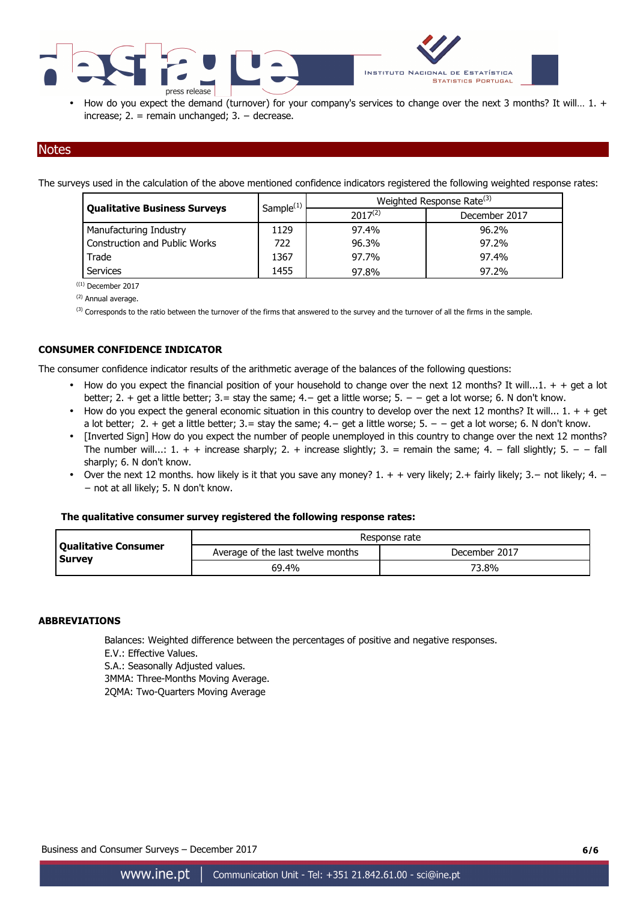- How do you expect the demand (turnover) for your company's services to change over the next 3 months? It will… 1. + increase; 2. = remain unchanged; 3. − decrease.

## Notes

The surveys used in the calculation of the above mentioned confidence indicators registered the following weighted response rates:

| Qualitative Business Surveys | Sample(1) | Weighted Response Rate(3) | |
|---|---|---|---|
| | | 2017(2) | December 2017 |
| Manufacturing Industry | 1129 | 97.4% | 96.2% |
| Construction and Public Works | 722 | 96.3% | 97.2% |
| Trade | 1367 | 97.7% | 97.4% |
| Services | 1455 | 97.8% | 97.2% |

(1) December 2017

(2) Annual average.

(3) Corresponds to the ratio between the turnover of the firms that answered to the survey and the turnover of all the firms in the sample.

### CONSUMER CONFIDENCE INDICATOR

The consumer confidence indicator results of the arithmetic average of the balances of the following questions:

- How do you expect the financial position of your household to change over the next 12 months? It will...1. + + get a lot better; 2. + get a little better; 3.= stay the same; 4.− get a little worse; 5. − − get a lot worse; 6. N don't know.
- How do you expect the general economic situation in this country to develop over the next 12 months? It will... 1. + + get a lot better; 2. + get a little better; 3.= stay the same; 4.− get a little worse; 5. − − get a lot worse; 6. N don't know.
- [Inverted Sign] How do you expect the number of people unemployed in this country to change over the next 12 months? The number will...: 1. + + increase sharply; 2. + increase slightly; 3. = remain the same; 4. − fall slightly; 5. − − fall sharply; 6. N don't know.
- Over the next 12 months. how likely is it that you save any money? 1. + + very likely; 2.+ fairly likely; 3.− not likely; 4. − − not at all likely; 5. N don't know.

**The qualitative consumer survey registered the following response rates:**

| Qualitative Consumer Survey | Response rate | |
|---|---|---|
| | Average of the last twelve months | December 2017 |
| | 69.4% | 73.8% |

### ABBREVIATIONS

Balances: Weighted difference between the percentages of positive and negative responses.
E.V.: Effective Values.
S.A.: Seasonally Adjusted values.
3MMA: Three-Months Moving Average.
2QMA: Two-Quarters Moving Average